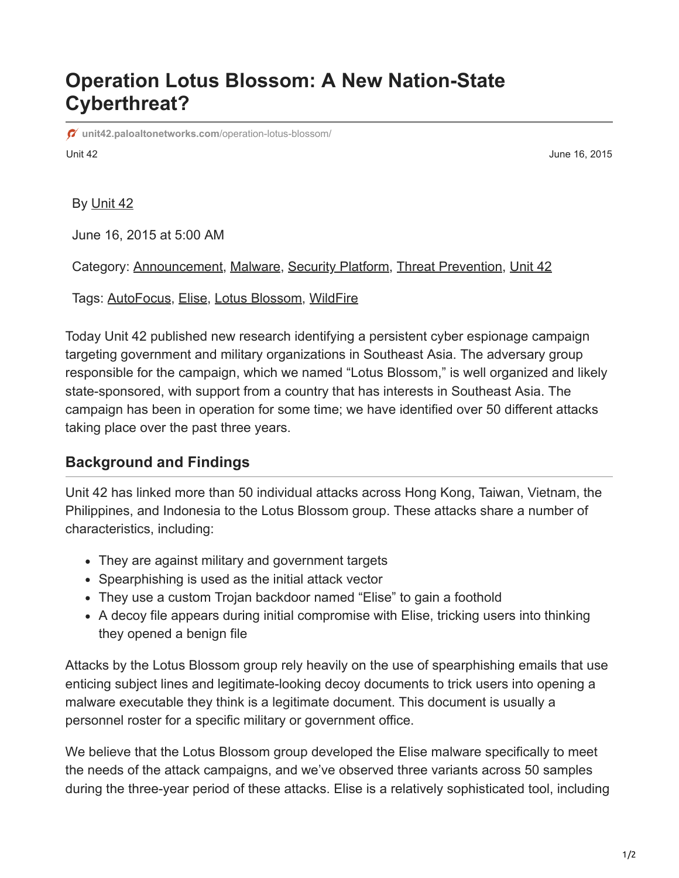# Operation Lotus Blossom: A New Nation-State Cyberthreat?

unit42.paloaltonetworks.com/operation-lotus-blossom/

Unit 42 June 16, 2015

By Unit 42

June 16, 2015 at 5:00 AM

Category: Announcement, Malware, Security Platform, Threat Prevention, Unit 42

Tags: AutoFocus, Elise, Lotus Blossom, WildFire

Today Unit 42 published new research identifying a persistent cyber espionage campaign targeting government and military organizations in Southeast Asia. The adversary group responsible for the campaign, which we named "Lotus Blossom," is well organized and likely state-sponsored, with support from a country that has interests in Southeast Asia. The campaign has been in operation for some time; we have identified over 50 different attacks taking place over the past three years.

## Background and Findings

Unit 42 has linked more than 50 individual attacks across Hong Kong, Taiwan, Vietnam, the Philippines, and Indonesia to the Lotus Blossom group. These attacks share a number of characteristics, including:

- They are against military and government targets
- Spearphishing is used as the initial attack vector
- They use a custom Trojan backdoor named "Elise" to gain a foothold
- A decoy file appears during initial compromise with Elise, tricking users into thinking they opened a benign file

Attacks by the Lotus Blossom group rely heavily on the use of spearphishing emails that use enticing subject lines and legitimate-looking decoy documents to trick users into opening a malware executable they think is a legitimate document. This document is usually a personnel roster for a specific military or government office.

We believe that the Lotus Blossom group developed the Elise malware specifically to meet the needs of the attack campaigns, and we've observed three variants across 50 samples during the three-year period of these attacks. Elise is a relatively sophisticated tool, including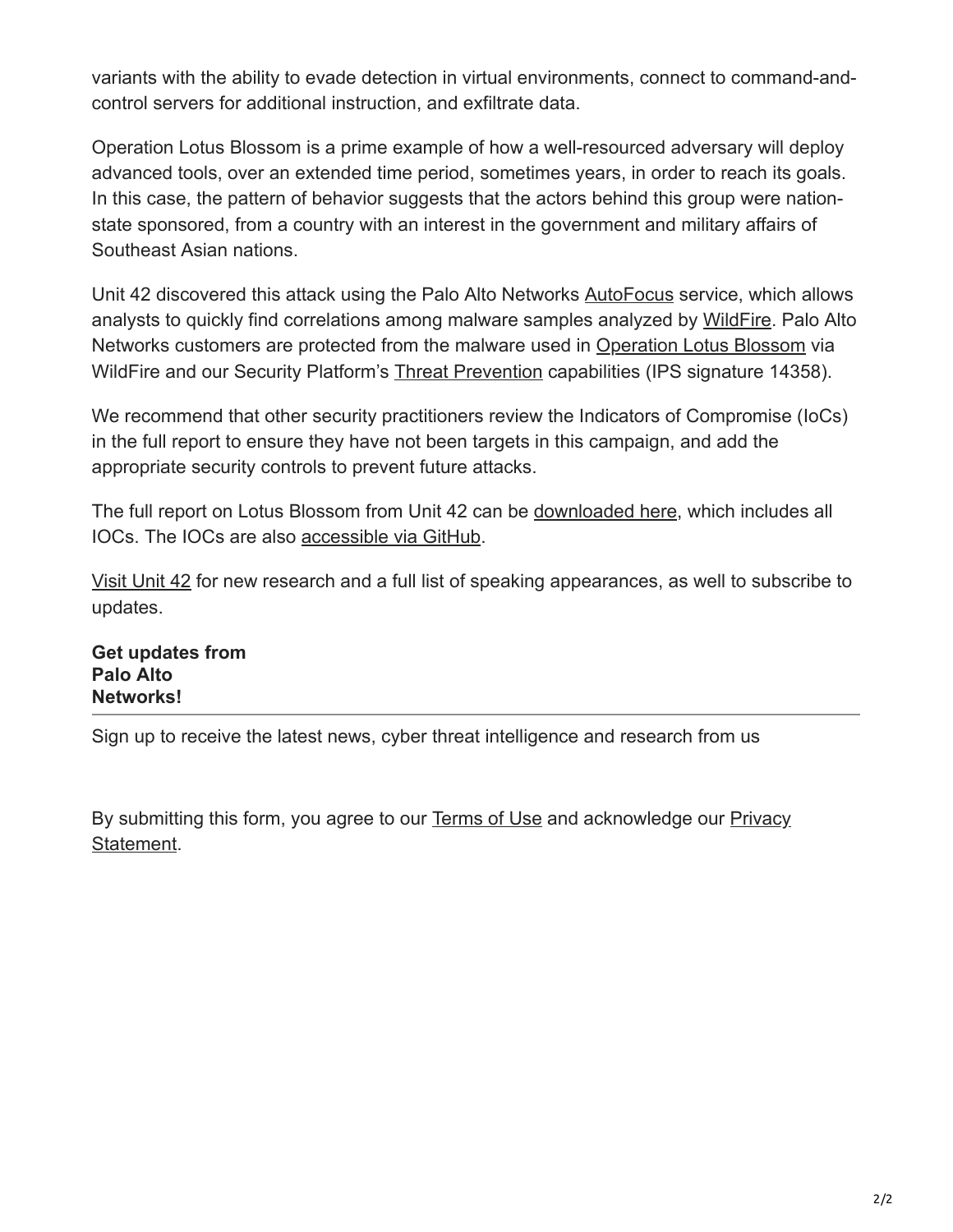variants with the ability to evade detection in virtual environments, connect to command-and-control servers for additional instruction, and exfiltrate data.

Operation Lotus Blossom is a prime example of how a well-resourced adversary will deploy advanced tools, over an extended time period, sometimes years, in order to reach its goals. In this case, the pattern of behavior suggests that the actors behind this group were nation-state sponsored, from a country with an interest in the government and military affairs of Southeast Asian nations.

Unit 42 discovered this attack using the Palo Alto Networks AutoFocus service, which allows analysts to quickly find correlations among malware samples analyzed by WildFire. Palo Alto Networks customers are protected from the malware used in Operation Lotus Blossom via WildFire and our Security Platform's Threat Prevention capabilities (IPS signature 14358).

We recommend that other security practitioners review the Indicators of Compromise (IoCs) in the full report to ensure they have not been targets in this campaign, and add the appropriate security controls to prevent future attacks.

The full report on Lotus Blossom from Unit 42 can be downloaded here, which includes all IOCs. The IOCs are also accessible via GitHub.

Visit Unit 42 for new research and a full list of speaking appearances, as well to subscribe to updates.

**Get updates from Palo Alto Networks!**

Sign up to receive the latest news, cyber threat intelligence and research from us

By submitting this form, you agree to our Terms of Use and acknowledge our Privacy Statement.